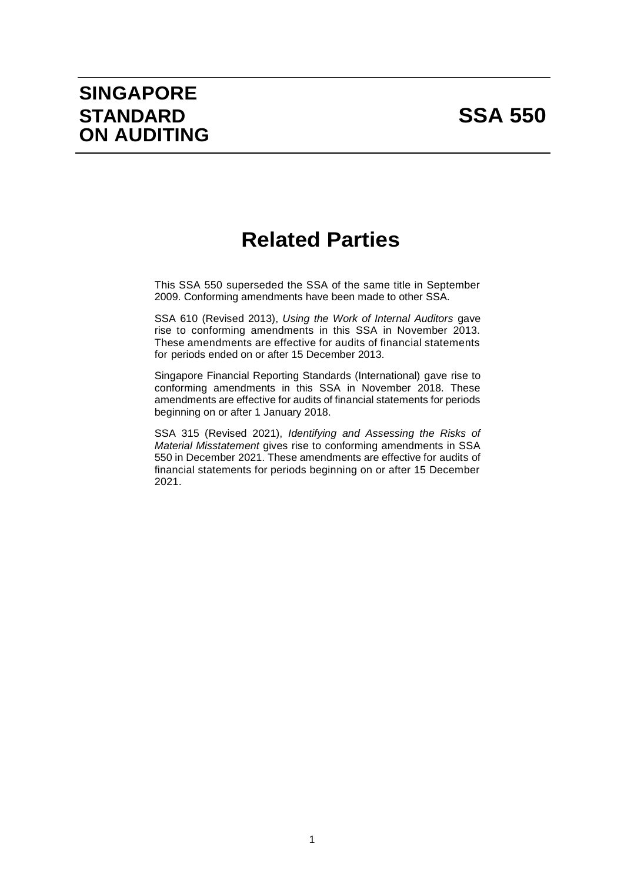# SINGAPORE STANDARD ON AUDITING

# SSA 550

# Related Parties

This SSA 550 superseded the SSA of the same title in September 2009. Conforming amendments have been made to other SSA.

SSA 610 (Revised 2013), *Using the Work of Internal Auditors* gave rise to conforming amendments in this SSA in November 2013. These amendments are effective for audits of financial statements for periods ended on or after 15 December 2013.

Singapore Financial Reporting Standards (International) gave rise to conforming amendments in this SSA in November 2018. These amendments are effective for audits of financial statements for periods beginning on or after 1 January 2018.

SSA 315 (Revised 2021), *Identifying and Assessing the Risks of Material Misstatement* gives rise to conforming amendments in SSA 550 in December 2021. These amendments are effective for audits of financial statements for periods beginning on or after 15 December 2021.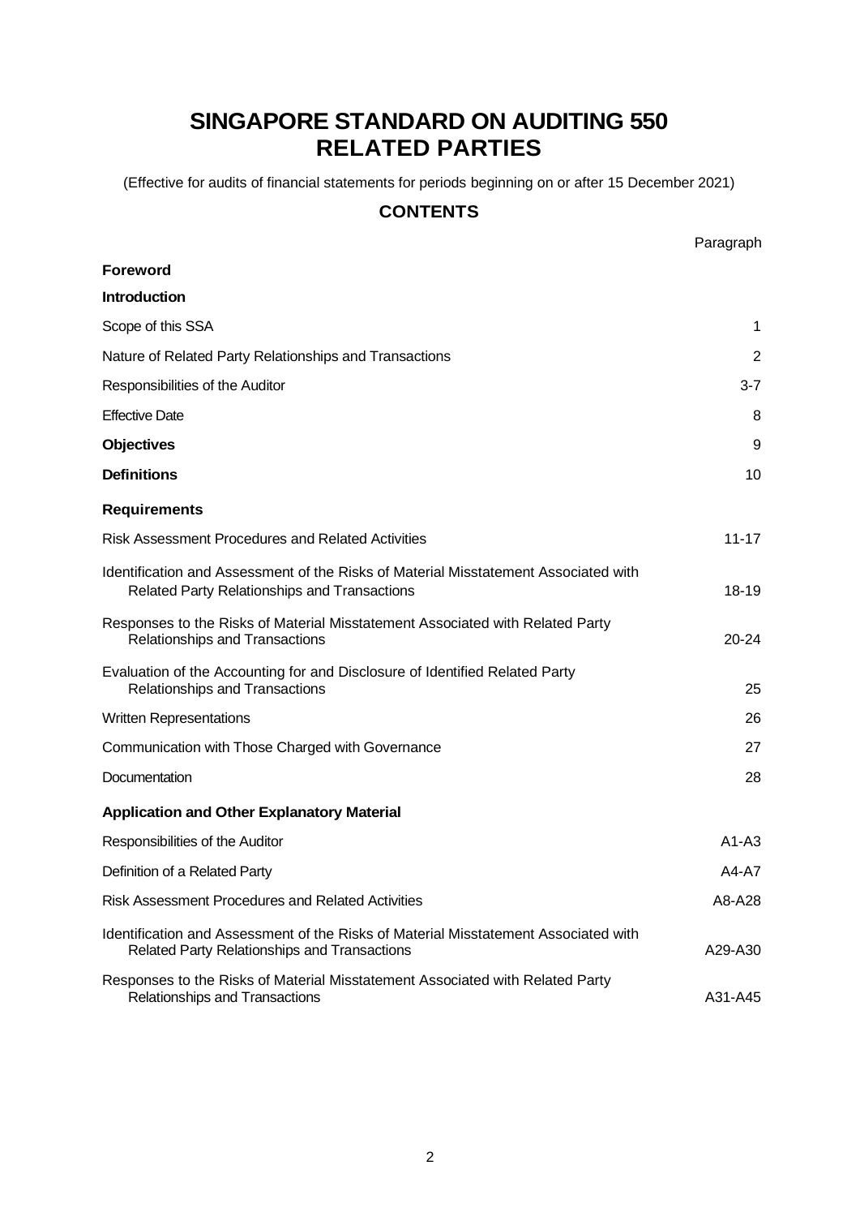# SINGAPORE STANDARD ON AUDITING 550
# RELATED PARTIES

(Effective for audits of financial statements for periods beginning on or after 15 December 2021)

## CONTENTS

| | Paragraph |
|---|---|
| **Foreword** | |
| **Introduction** | |
| Scope of this SSA | 1 |
| Nature of Related Party Relationships and Transactions | 2 |
| Responsibilities of the Auditor | 3-7 |
| Effective Date | 8 |
| **Objectives** | 9 |
| **Definitions** | 10 |
| **Requirements** | |
| Risk Assessment Procedures and Related Activities | 11-17 |
| Identification and Assessment of the Risks of Material Misstatement Associated with Related Party Relationships and Transactions | 18-19 |
| Responses to the Risks of Material Misstatement Associated with Related Party Relationships and Transactions | 20-24 |
| Evaluation of the Accounting for and Disclosure of Identified Related Party Relationships and Transactions | 25 |
| Written Representations | 26 |
| Communication with Those Charged with Governance | 27 |
| Documentation | 28 |
| **Application and Other Explanatory Material** | |
| Responsibilities of the Auditor | A1-A3 |
| Definition of a Related Party | A4-A7 |
| Risk Assessment Procedures and Related Activities | A8-A28 |
| Identification and Assessment of the Risks of Material Misstatement Associated with Related Party Relationships and Transactions | A29-A30 |
| Responses to the Risks of Material Misstatement Associated with Related Party Relationships and Transactions | A31-A45 |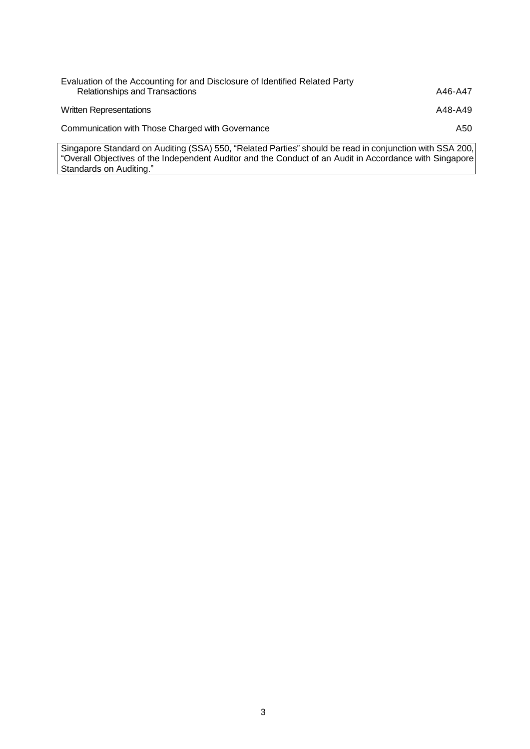| | |
|---|---|
| Evaluation of the Accounting for and Disclosure of Identified Related Party Relationships and Transactions | A46-A47 |
| Written Representations | A48-A49 |
| Communication with Those Charged with Governance | A50 |

Singapore Standard on Auditing (SSA) 550, "Related Parties" should be read in conjunction with SSA 200, "Overall Objectives of the Independent Auditor and the Conduct of an Audit in Accordance with Singapore Standards on Auditing."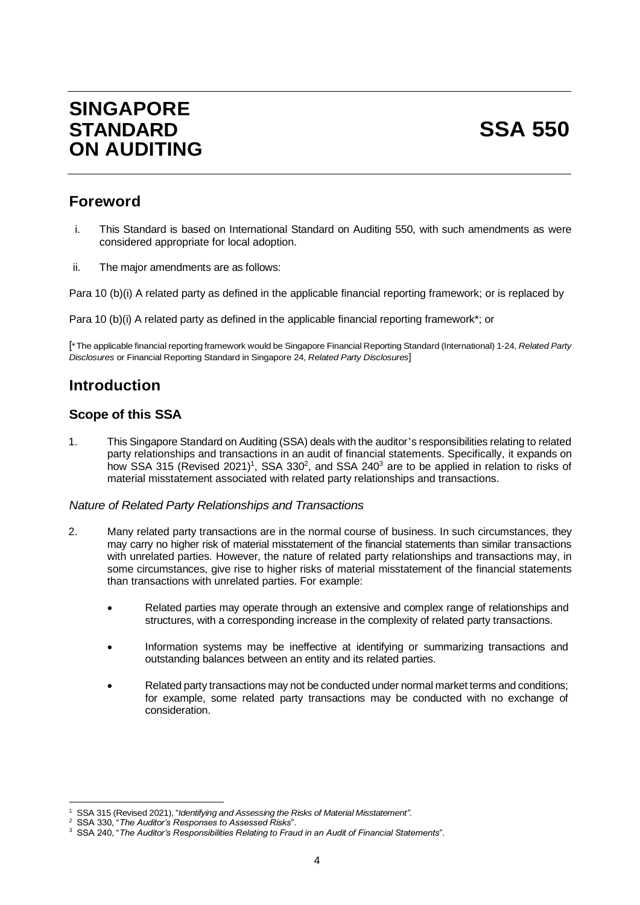# SINGAPORE STANDARD ON AUDITING

# SSA 550

## Foreword

i. This Standard is based on International Standard on Auditing 550, with such amendments as were considered appropriate for local adoption.

ii. The major amendments are as follows:

Para 10 (b)(i) A related party as defined in the applicable financial reporting framework; or is replaced by

Para 10 (b)(i) A related party as defined in the applicable financial reporting framework*; or

[*The applicable financial reporting framework would be Singapore Financial Reporting Standard (International) 1-24, *Related Party Disclosures* or Financial Reporting Standard in Singapore 24, *Related Party Disclosures*]

## Introduction

### Scope of this SSA

1. This Singapore Standard on Auditing (SSA) deals with the auditor's responsibilities relating to related party relationships and transactions in an audit of financial statements. Specifically, it expands on how SSA 315 (Revised 2021)[1], SSA 330[2], and SSA 240[3] are to be applied in relation to risks of material misstatement associated with related party relationships and transactions.

#### *Nature of Related Party Relationships and Transactions*

2. Many related party transactions are in the normal course of business. In such circumstances, they may carry no higher risk of material misstatement of the financial statements than similar transactions with unrelated parties. However, the nature of related party relationships and transactions may, in some circumstances, give rise to higher risks of material misstatement of the financial statements than transactions with unrelated parties. For example:

   - Related parties may operate through an extensive and complex range of relationships and structures, with a corresponding increase in the complexity of related party transactions.
   - Information systems may be ineffective at identifying or summarizing transactions and outstanding balances between an entity and its related parties.
   - Related party transactions may not be conducted under normal market terms and conditions; for example, some related party transactions may be conducted with no exchange of consideration.

---

[1] SSA 315 (Revised 2021), "*Identifying and Assessing the Risks of Material Misstatement".*

[2] SSA 330, "*The Auditor's Responses to Assessed Risks*".

[3] SSA 240, "*The Auditor's Responsibilities Relating to Fraud in an Audit of Financial Statements*".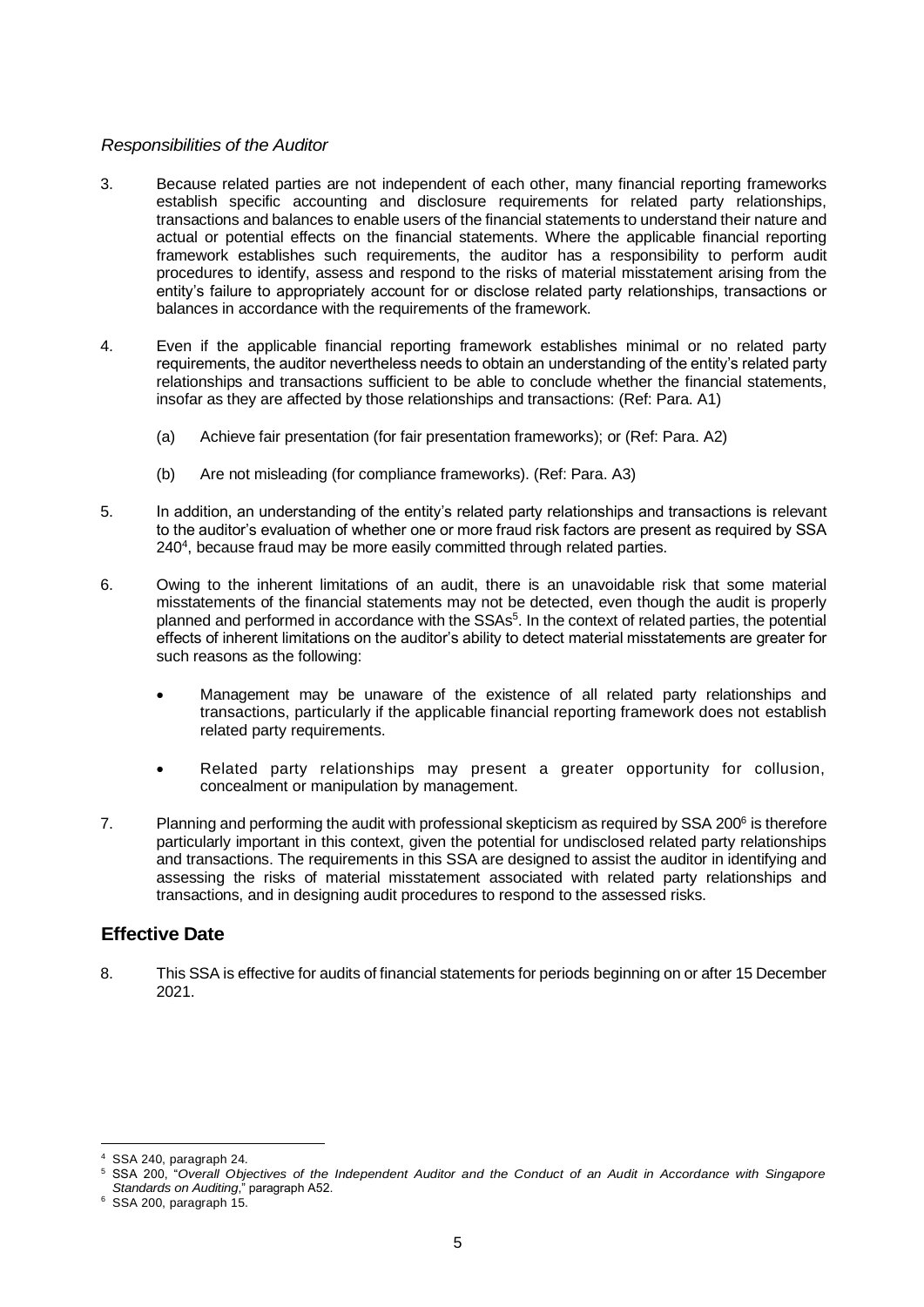*Responsibilities of the Auditor*

3. Because related parties are not independent of each other, many financial reporting frameworks establish specific accounting and disclosure requirements for related party relationships, transactions and balances to enable users of the financial statements to understand their nature and actual or potential effects on the financial statements. Where the applicable financial reporting framework establishes such requirements, the auditor has a responsibility to perform audit procedures to identify, assess and respond to the risks of material misstatement arising from the entity's failure to appropriately account for or disclose related party relationships, transactions or balances in accordance with the requirements of the framework.

4. Even if the applicable financial reporting framework establishes minimal or no related party requirements, the auditor nevertheless needs to obtain an understanding of the entity's related party relationships and transactions sufficient to be able to conclude whether the financial statements, insofar as they are affected by those relationships and transactions: (Ref: Para. A1)

   (a) Achieve fair presentation (for fair presentation frameworks); or (Ref: Para. A2)

   (b) Are not misleading (for compliance frameworks). (Ref: Para. A3)

5. In addition, an understanding of the entity's related party relationships and transactions is relevant to the auditor's evaluation of whether one or more fraud risk factors are present as required by SSA 240[4], because fraud may be more easily committed through related parties.

6. Owing to the inherent limitations of an audit, there is an unavoidable risk that some material misstatements of the financial statements may not be detected, even though the audit is properly planned and performed in accordance with the SSAs[5]. In the context of related parties, the potential effects of inherent limitations on the auditor's ability to detect material misstatements are greater for such reasons as the following:

   - Management may be unaware of the existence of all related party relationships and transactions, particularly if the applicable financial reporting framework does not establish related party requirements.

   - Related party relationships may present a greater opportunity for collusion, concealment or manipulation by management.

7. Planning and performing the audit with professional skepticism as required by SSA 200[6] is therefore particularly important in this context, given the potential for undisclosed related party relationships and transactions. The requirements in this SSA are designed to assist the auditor in identifying and assessing the risks of material misstatement associated with related party relationships and transactions, and in designing audit procedures to respond to the assessed risks.

## Effective Date

8. This SSA is effective for audits of financial statements for periods beginning on or after 15 December 2021.

---

[4] SSA 240, paragraph 24.

[5] SSA 200, "*Overall Objectives of the Independent Auditor and the Conduct of an Audit in Accordance with Singapore Standards on Auditing*," paragraph A52.

[6] SSA 200, paragraph 15.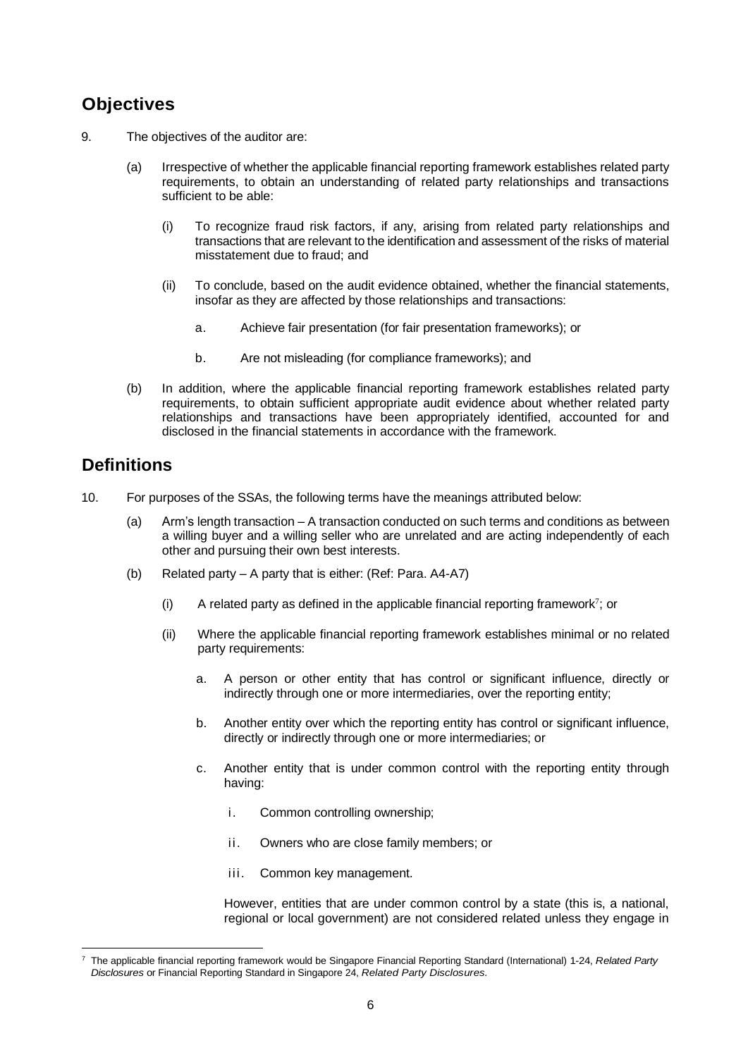## Objectives

9. The objectives of the auditor are:

   (a) Irrespective of whether the applicable financial reporting framework establishes related party requirements, to obtain an understanding of related party relationships and transactions sufficient to be able:

      (i) To recognize fraud risk factors, if any, arising from related party relationships and transactions that are relevant to the identification and assessment of the risks of material misstatement due to fraud; and

      (ii) To conclude, based on the audit evidence obtained, whether the financial statements, insofar as they are affected by those relationships and transactions:

         a. Achieve fair presentation (for fair presentation frameworks); or

         b. Are not misleading (for compliance frameworks); and

   (b) In addition, where the applicable financial reporting framework establishes related party requirements, to obtain sufficient appropriate audit evidence about whether related party relationships and transactions have been appropriately identified, accounted for and disclosed in the financial statements in accordance with the framework.

## Definitions

10. For purposes of the SSAs, the following terms have the meanings attributed below:

   (a) Arm's length transaction – A transaction conducted on such terms and conditions as between a willing buyer and a willing seller who are unrelated and are acting independently of each other and pursuing their own best interests.

   (b) Related party – A party that is either: (Ref: Para. A4-A7)

      (i) A related party as defined in the applicable financial reporting framework[7]; or

      (ii) Where the applicable financial reporting framework establishes minimal or no related party requirements:

         a. A person or other entity that has control or significant influence, directly or indirectly through one or more intermediaries, over the reporting entity;

         b. Another entity over which the reporting entity has control or significant influence, directly or indirectly through one or more intermediaries; or

         c. Another entity that is under common control with the reporting entity through having:

            i. Common controlling ownership;

            ii. Owners who are close family members; or

            iii. Common key management.

         However, entities that are under common control by a state (this is, a national, regional or local government) are not considered related unless they engage in

[7] The applicable financial reporting framework would be Singapore Financial Reporting Standard (International) 1-24, *Related Party Disclosures* or Financial Reporting Standard in Singapore 24, *Related Party Disclosures.*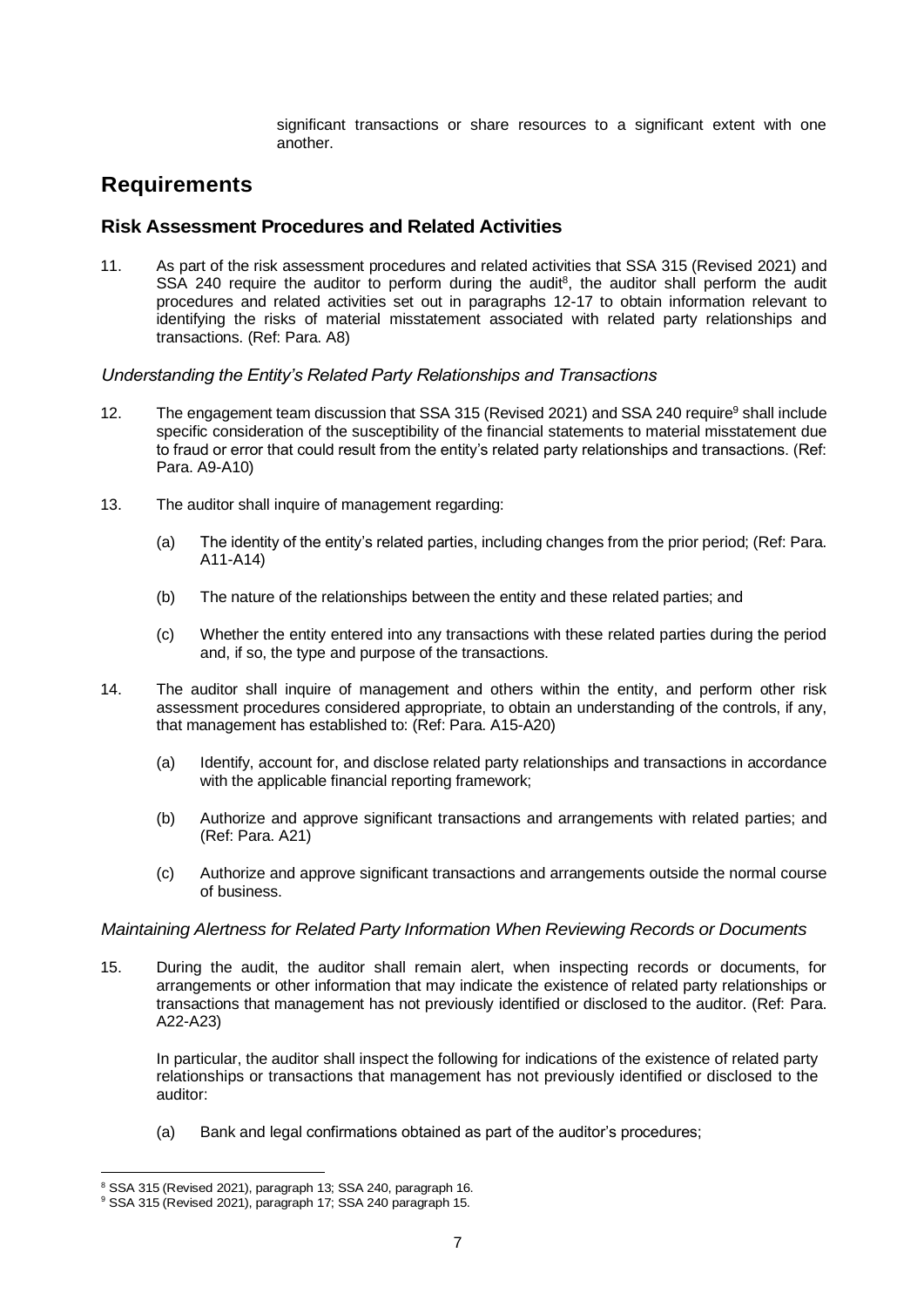significant transactions or share resources to a significant extent with one another.

# Requirements

## Risk Assessment Procedures and Related Activities

11. As part of the risk assessment procedures and related activities that SSA 315 (Revised 2021) and SSA 240 require the auditor to perform during the audit[8], the auditor shall perform the audit procedures and related activities set out in paragraphs 12-17 to obtain information relevant to identifying the risks of material misstatement associated with related party relationships and transactions. (Ref: Para. A8)

### *Understanding the Entity's Related Party Relationships and Transactions*

12. The engagement team discussion that SSA 315 (Revised 2021) and SSA 240 require[9] shall include specific consideration of the susceptibility of the financial statements to material misstatement due to fraud or error that could result from the entity's related party relationships and transactions. (Ref: Para. A9-A10)

13. The auditor shall inquire of management regarding:

    (a) The identity of the entity's related parties, including changes from the prior period; (Ref: Para. A11-A14)

    (b) The nature of the relationships between the entity and these related parties; and

    (c) Whether the entity entered into any transactions with these related parties during the period and, if so, the type and purpose of the transactions.

14. The auditor shall inquire of management and others within the entity, and perform other risk assessment procedures considered appropriate, to obtain an understanding of the controls, if any, that management has established to: (Ref: Para. A15-A20)

    (a) Identify, account for, and disclose related party relationships and transactions in accordance with the applicable financial reporting framework;

    (b) Authorize and approve significant transactions and arrangements with related parties; and (Ref: Para. A21)

    (c) Authorize and approve significant transactions and arrangements outside the normal course of business.

### *Maintaining Alertness for Related Party Information When Reviewing Records or Documents*

15. During the audit, the auditor shall remain alert, when inspecting records or documents, for arrangements or other information that may indicate the existence of related party relationships or transactions that management has not previously identified or disclosed to the auditor. (Ref: Para. A22-A23)

    In particular, the auditor shall inspect the following for indications of the existence of related party relationships or transactions that management has not previously identified or disclosed to the auditor:

    (a) Bank and legal confirmations obtained as part of the auditor's procedures;

---

[8] SSA 315 (Revised 2021), paragraph 13; SSA 240, paragraph 16.

[9] SSA 315 (Revised 2021), paragraph 17; SSA 240 paragraph 15.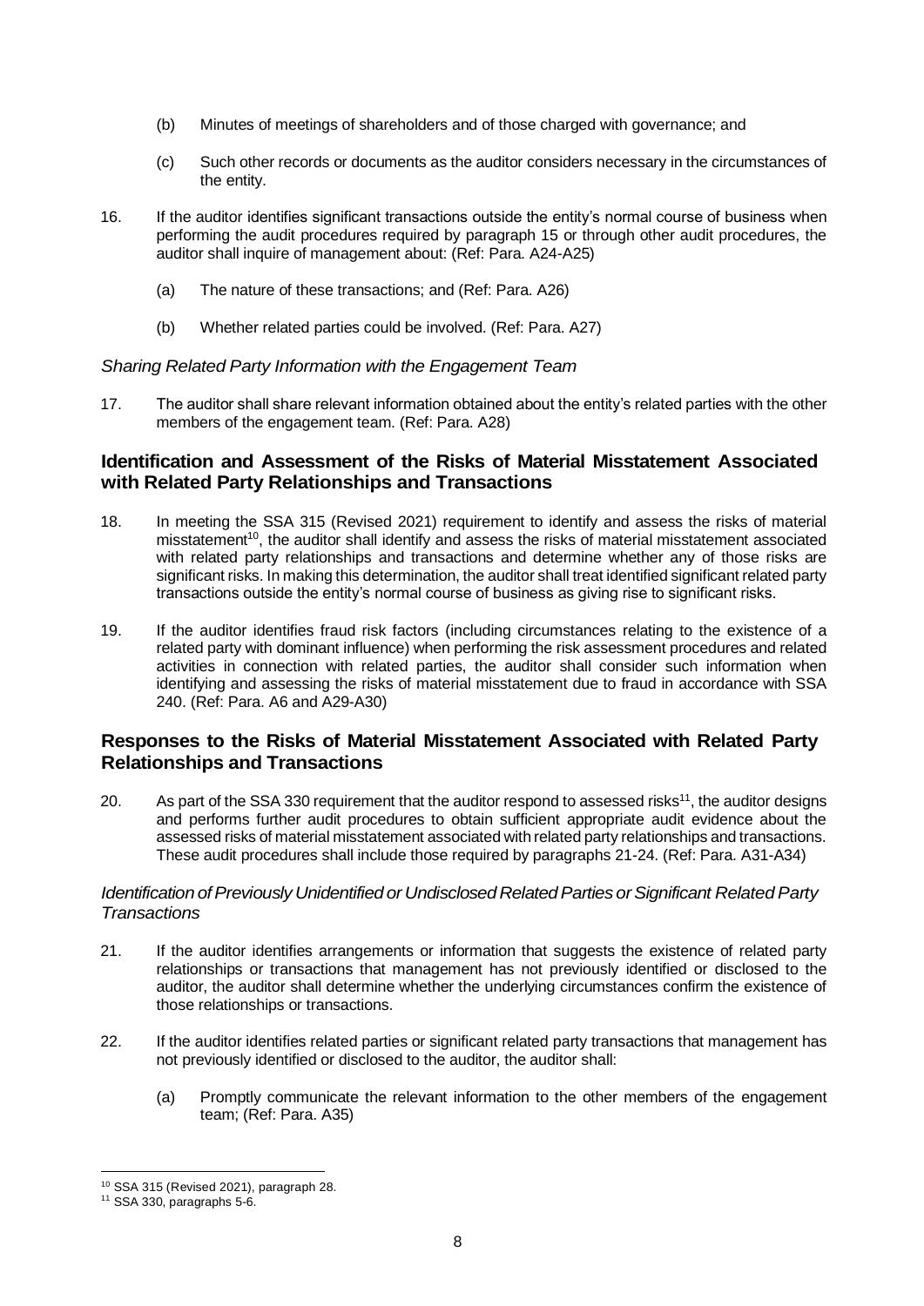(b) Minutes of meetings of shareholders and of those charged with governance; and

(c) Such other records or documents as the auditor considers necessary in the circumstances of the entity.

16. If the auditor identifies significant transactions outside the entity's normal course of business when performing the audit procedures required by paragraph 15 or through other audit procedures, the auditor shall inquire of management about: (Ref: Para. A24-A25)

    (a) The nature of these transactions; and (Ref: Para. A26)

    (b) Whether related parties could be involved. (Ref: Para. A27)

*Sharing Related Party Information with the Engagement Team*

17. The auditor shall share relevant information obtained about the entity's related parties with the other members of the engagement team. (Ref: Para. A28)

## Identification and Assessment of the Risks of Material Misstatement Associated with Related Party Relationships and Transactions

18. In meeting the SSA 315 (Revised 2021) requirement to identify and assess the risks of material misstatement[10], the auditor shall identify and assess the risks of material misstatement associated with related party relationships and transactions and determine whether any of those risks are significant risks. In making this determination, the auditor shall treat identified significant related party transactions outside the entity's normal course of business as giving rise to significant risks.

19. If the auditor identifies fraud risk factors (including circumstances relating to the existence of a related party with dominant influence) when performing the risk assessment procedures and related activities in connection with related parties, the auditor shall consider such information when identifying and assessing the risks of material misstatement due to fraud in accordance with SSA 240. (Ref: Para. A6 and A29-A30)

## Responses to the Risks of Material Misstatement Associated with Related Party Relationships and Transactions

20. As part of the SSA 330 requirement that the auditor respond to assessed risks[11], the auditor designs and performs further audit procedures to obtain sufficient appropriate audit evidence about the assessed risks of material misstatement associated with related party relationships and transactions. These audit procedures shall include those required by paragraphs 21-24. (Ref: Para. A31-A34)

*Identification of Previously Unidentified or Undisclosed Related Parties or Significant Related Party Transactions*

21. If the auditor identifies arrangements or information that suggests the existence of related party relationships or transactions that management has not previously identified or disclosed to the auditor, the auditor shall determine whether the underlying circumstances confirm the existence of those relationships or transactions.

22. If the auditor identifies related parties or significant related party transactions that management has not previously identified or disclosed to the auditor, the auditor shall:

    (a) Promptly communicate the relevant information to the other members of the engagement team; (Ref: Para. A35)

[10] SSA 315 (Revised 2021), paragraph 28.

[11] SSA 330, paragraphs 5-6.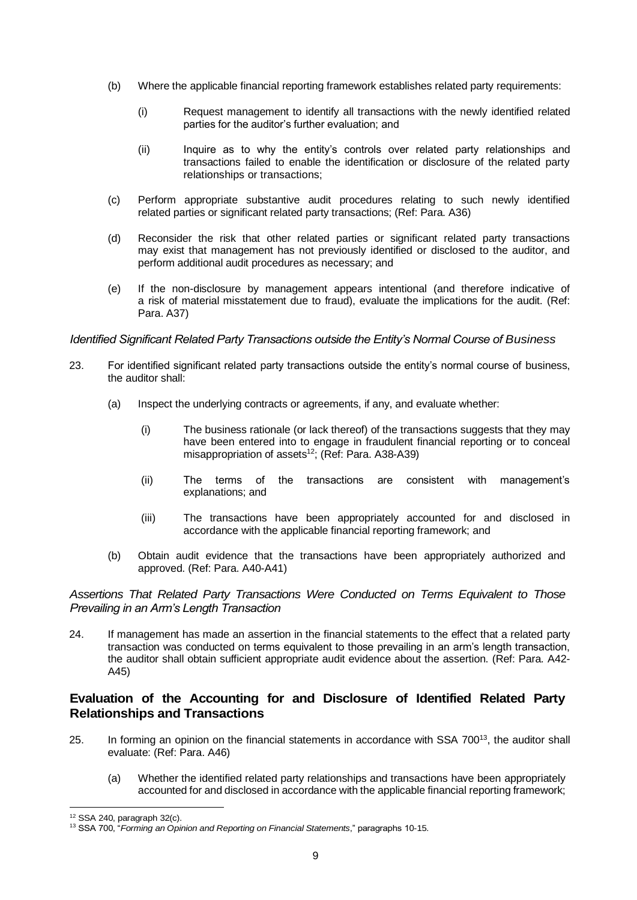(b) Where the applicable financial reporting framework establishes related party requirements:

  (i) Request management to identify all transactions with the newly identified related parties for the auditor's further evaluation; and

  (ii) Inquire as to why the entity's controls over related party relationships and transactions failed to enable the identification or disclosure of the related party relationships or transactions;

(c) Perform appropriate substantive audit procedures relating to such newly identified related parties or significant related party transactions; (Ref: Para. A36)

(d) Reconsider the risk that other related parties or significant related party transactions may exist that management has not previously identified or disclosed to the auditor, and perform additional audit procedures as necessary; and

(e) If the non-disclosure by management appears intentional (and therefore indicative of a risk of material misstatement due to fraud), evaluate the implications for the audit. (Ref: Para. A37)

*Identified Significant Related Party Transactions outside the Entity's Normal Course of Business*

23. For identified significant related party transactions outside the entity's normal course of business, the auditor shall:

  (a) Inspect the underlying contracts or agreements, if any, and evaluate whether:

    (i) The business rationale (or lack thereof) of the transactions suggests that they may have been entered into to engage in fraudulent financial reporting or to conceal misappropriation of assets[12]; (Ref: Para. A38-A39)

    (ii) The terms of the transactions are consistent with management's explanations; and

    (iii) The transactions have been appropriately accounted for and disclosed in accordance with the applicable financial reporting framework; and

  (b) Obtain audit evidence that the transactions have been appropriately authorized and approved. (Ref: Para. A40-A41)

*Assertions That Related Party Transactions Were Conducted on Terms Equivalent to Those Prevailing in an Arm's Length Transaction*

24. If management has made an assertion in the financial statements to the effect that a related party transaction was conducted on terms equivalent to those prevailing in an arm's length transaction, the auditor shall obtain sufficient appropriate audit evidence about the assertion. (Ref: Para. A42-A45)

## Evaluation of the Accounting for and Disclosure of Identified Related Party Relationships and Transactions

25. In forming an opinion on the financial statements in accordance with SSA 700[13], the auditor shall evaluate: (Ref: Para. A46)

  (a) Whether the identified related party relationships and transactions have been appropriately accounted for and disclosed in accordance with the applicable financial reporting framework;

---

[12] SSA 240, paragraph 32(c).

[13] SSA 700, "*Forming an Opinion and Reporting on Financial Statements*," paragraphs 10-15.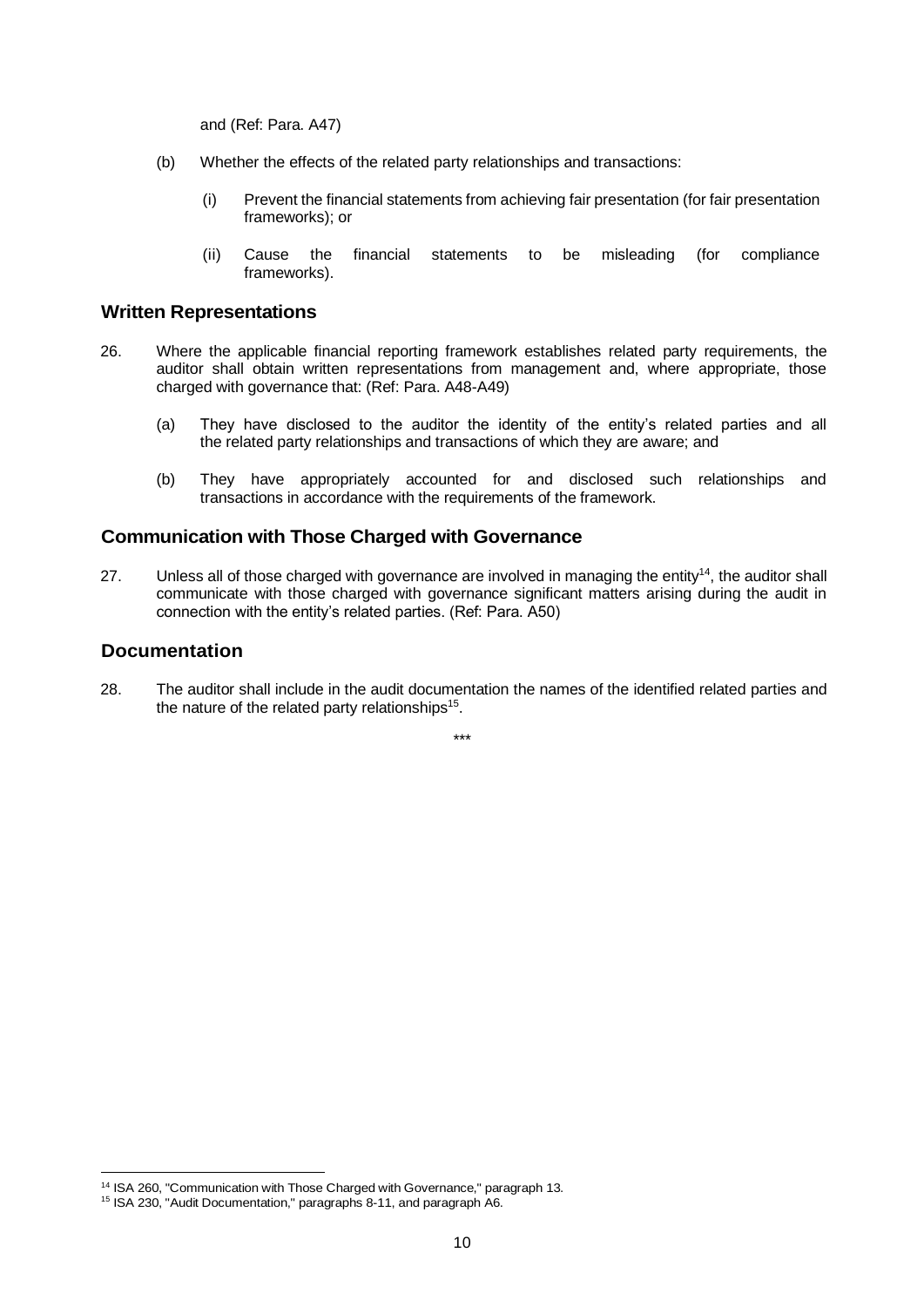and (Ref: Para. A47)

(b) Whether the effects of the related party relationships and transactions:

  (i) Prevent the financial statements from achieving fair presentation (for fair presentation frameworks); or

  (ii) Cause the financial statements to be misleading (for compliance frameworks).

## Written Representations

26. Where the applicable financial reporting framework establishes related party requirements, the auditor shall obtain written representations from management and, where appropriate, those charged with governance that: (Ref: Para. A48-A49)

  (a) They have disclosed to the auditor the identity of the entity's related parties and all the related party relationships and transactions of which they are aware; and

  (b) They have appropriately accounted for and disclosed such relationships and transactions in accordance with the requirements of the framework.

## Communication with Those Charged with Governance

27. Unless all of those charged with governance are involved in managing the entity[14], the auditor shall communicate with those charged with governance significant matters arising during the audit in connection with the entity's related parties. (Ref: Para. A50)

## Documentation

28. The auditor shall include in the audit documentation the names of the identified related parties and the nature of the related party relationships[15].

***

[14] ISA 260, "Communication with Those Charged with Governance," paragraph 13.

[15] ISA 230, "Audit Documentation," paragraphs 8-11, and paragraph A6.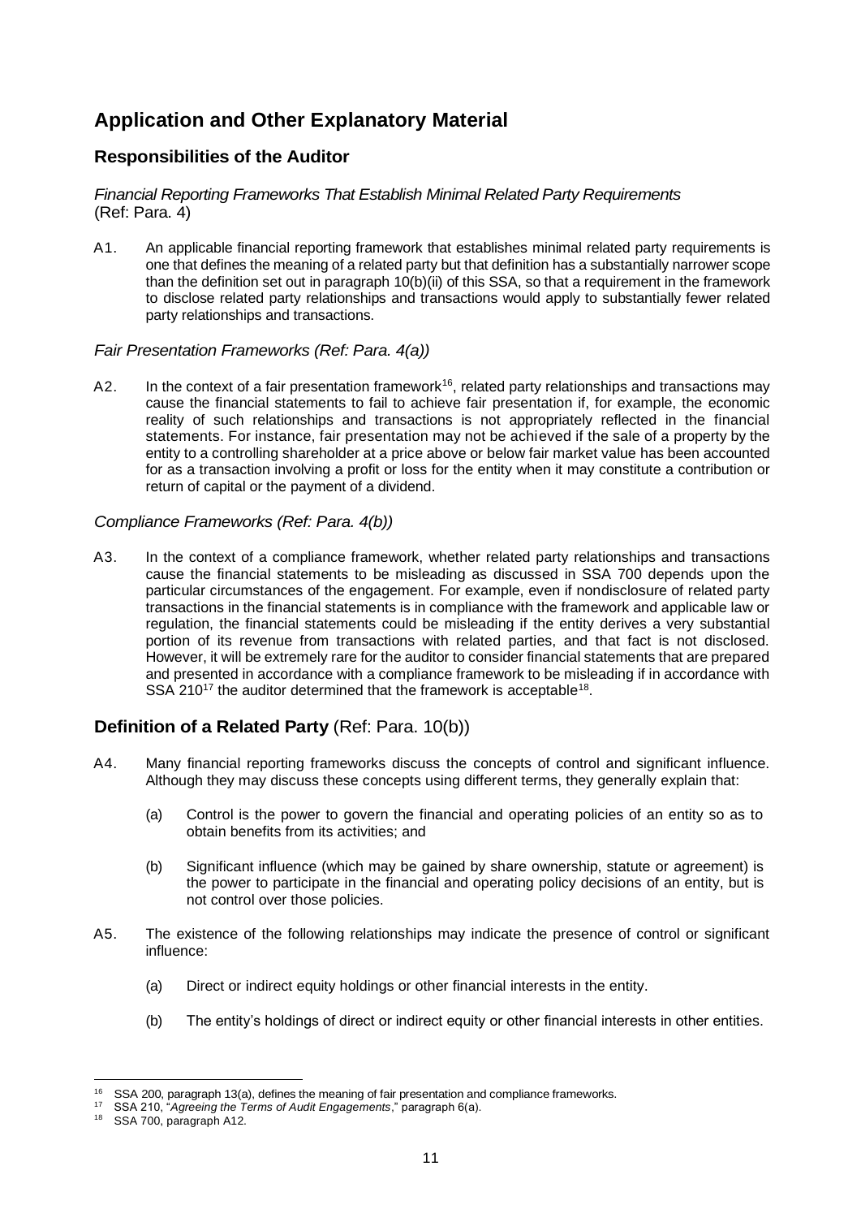# Application and Other Explanatory Material

## Responsibilities of the Auditor

*Financial Reporting Frameworks That Establish Minimal Related Party Requirements* (Ref: Para. 4)

A1. An applicable financial reporting framework that establishes minimal related party requirements is one that defines the meaning of a related party but that definition has a substantially narrower scope than the definition set out in paragraph 10(b)(ii) of this SSA, so that a requirement in the framework to disclose related party relationships and transactions would apply to substantially fewer related party relationships and transactions.

*Fair Presentation Frameworks (Ref: Para. 4(a))*

A2. In the context of a fair presentation framework[16], related party relationships and transactions may cause the financial statements to fail to achieve fair presentation if, for example, the economic reality of such relationships and transactions is not appropriately reflected in the financial statements. For instance, fair presentation may not be achieved if the sale of a property by the entity to a controlling shareholder at a price above or below fair market value has been accounted for as a transaction involving a profit or loss for the entity when it may constitute a contribution or return of capital or the payment of a dividend.

*Compliance Frameworks (Ref: Para. 4(b))*

A3. In the context of a compliance framework, whether related party relationships and transactions cause the financial statements to be misleading as discussed in SSA 700 depends upon the particular circumstances of the engagement. For example, even if nondisclosure of related party transactions in the financial statements is in compliance with the framework and applicable law or regulation, the financial statements could be misleading if the entity derives a very substantial portion of its revenue from transactions with related parties, and that fact is not disclosed. However, it will be extremely rare for the auditor to consider financial statements that are prepared and presented in accordance with a compliance framework to be misleading if in accordance with SSA 210[17] the auditor determined that the framework is acceptable[18].

## Definition of a Related Party (Ref: Para. 10(b))

A4. Many financial reporting frameworks discuss the concepts of control and significant influence. Although they may discuss these concepts using different terms, they generally explain that:

(a) Control is the power to govern the financial and operating policies of an entity so as to obtain benefits from its activities; and

(b) Significant influence (which may be gained by share ownership, statute or agreement) is the power to participate in the financial and operating policy decisions of an entity, but is not control over those policies.

A5. The existence of the following relationships may indicate the presence of control or significant influence:

(a) Direct or indirect equity holdings or other financial interests in the entity.

(b) The entity's holdings of direct or indirect equity or other financial interests in other entities.

---

[16] SSA 200, paragraph 13(a), defines the meaning of fair presentation and compliance frameworks.

[17] SSA 210, "*Agreeing the Terms of Audit Engagements*," paragraph 6(a).

[18] SSA 700, paragraph A12.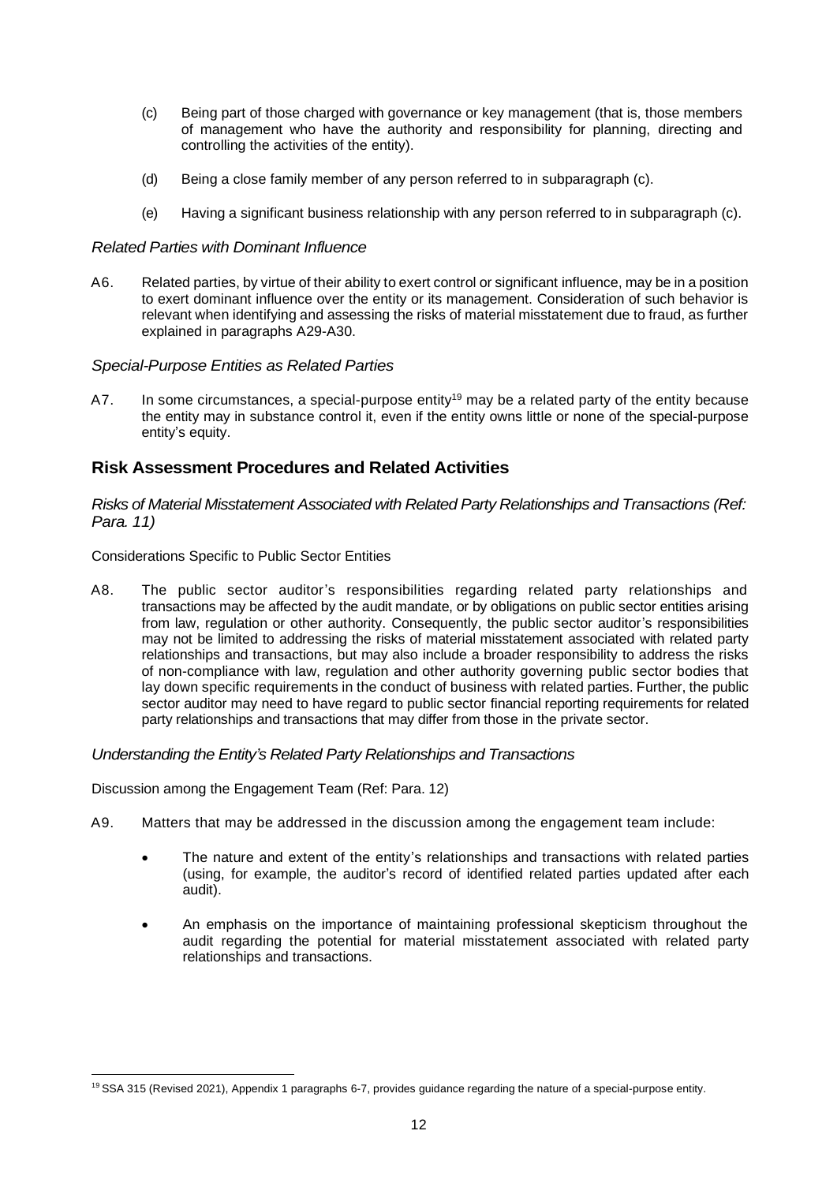(c) Being part of those charged with governance or key management (that is, those members of management who have the authority and responsibility for planning, directing and controlling the activities of the entity).

(d) Being a close family member of any person referred to in subparagraph (c).

(e) Having a significant business relationship with any person referred to in subparagraph (c).

*Related Parties with Dominant Influence*

A6. Related parties, by virtue of their ability to exert control or significant influence, may be in a position to exert dominant influence over the entity or its management. Consideration of such behavior is relevant when identifying and assessing the risks of material misstatement due to fraud, as further explained in paragraphs A29-A30.

*Special-Purpose Entities as Related Parties*

A7. In some circumstances, a special-purpose entity[19] may be a related party of the entity because the entity may in substance control it, even if the entity owns little or none of the special-purpose entity's equity.

## Risk Assessment Procedures and Related Activities

*Risks of Material Misstatement Associated with Related Party Relationships and Transactions (Ref: Para. 11)*

Considerations Specific to Public Sector Entities

A8. The public sector auditor's responsibilities regarding related party relationships and transactions may be affected by the audit mandate, or by obligations on public sector entities arising from law, regulation or other authority. Consequently, the public sector auditor's responsibilities may not be limited to addressing the risks of material misstatement associated with related party relationships and transactions, but may also include a broader responsibility to address the risks of non-compliance with law, regulation and other authority governing public sector bodies that lay down specific requirements in the conduct of business with related parties. Further, the public sector auditor may need to have regard to public sector financial reporting requirements for related party relationships and transactions that may differ from those in the private sector.

*Understanding the Entity's Related Party Relationships and Transactions*

Discussion among the Engagement Team (Ref: Para. 12)

A9. Matters that may be addressed in the discussion among the engagement team include:

- The nature and extent of the entity's relationships and transactions with related parties (using, for example, the auditor's record of identified related parties updated after each audit).
- An emphasis on the importance of maintaining professional skepticism throughout the audit regarding the potential for material misstatement associated with related party relationships and transactions.

[19] SSA 315 (Revised 2021), Appendix 1 paragraphs 6-7, provides guidance regarding the nature of a special-purpose entity.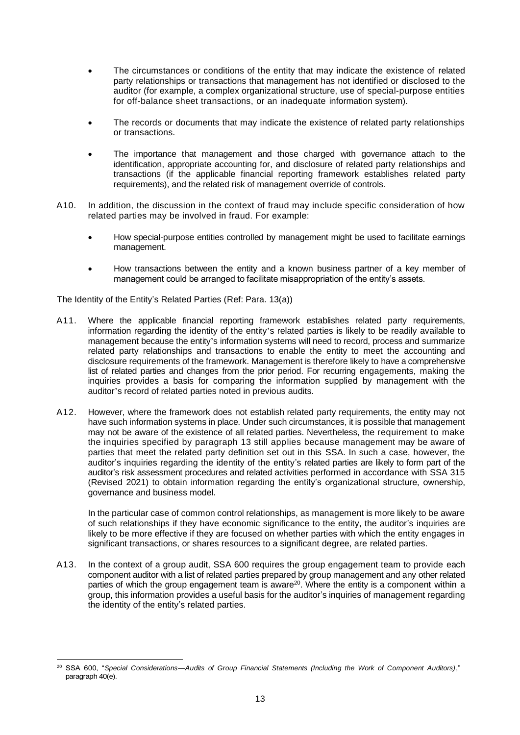- The circumstances or conditions of the entity that may indicate the existence of related party relationships or transactions that management has not identified or disclosed to the auditor (for example, a complex organizational structure, use of special-purpose entities for off-balance sheet transactions, or an inadequate information system).
- The records or documents that may indicate the existence of related party relationships or transactions.
- The importance that management and those charged with governance attach to the identification, appropriate accounting for, and disclosure of related party relationships and transactions (if the applicable financial reporting framework establishes related party requirements), and the related risk of management override of controls.

A10. In addition, the discussion in the context of fraud may include specific consideration of how related parties may be involved in fraud. For example:

- How special-purpose entities controlled by management might be used to facilitate earnings management.
- How transactions between the entity and a known business partner of a key member of management could be arranged to facilitate misappropriation of the entity's assets.

The Identity of the Entity's Related Parties (Ref: Para. 13(a))

A11. Where the applicable financial reporting framework establishes related party requirements, information regarding the identity of the entity's related parties is likely to be readily available to management because the entity's information systems will need to record, process and summarize related party relationships and transactions to enable the entity to meet the accounting and disclosure requirements of the framework. Management is therefore likely to have a comprehensive list of related parties and changes from the prior period. For recurring engagements, making the inquiries provides a basis for comparing the information supplied by management with the auditor's record of related parties noted in previous audits.

A12. However, where the framework does not establish related party requirements, the entity may not have such information systems in place. Under such circumstances, it is possible that management may not be aware of the existence of all related parties. Nevertheless, the requirement to make the inquiries specified by paragraph 13 still applies because management may be aware of parties that meet the related party definition set out in this SSA. In such a case, however, the auditor's inquiries regarding the identity of the entity's related parties are likely to form part of the auditor's risk assessment procedures and related activities performed in accordance with SSA 315 (Revised 2021) to obtain information regarding the entity's organizational structure, ownership, governance and business model.

In the particular case of common control relationships, as management is more likely to be aware of such relationships if they have economic significance to the entity, the auditor's inquiries are likely to be more effective if they are focused on whether parties with which the entity engages in significant transactions, or shares resources to a significant degree, are related parties.

A13. In the context of a group audit, SSA 600 requires the group engagement team to provide each component auditor with a list of related parties prepared by group management and any other related parties of which the group engagement team is aware[20]. Where the entity is a component within a group, this information provides a useful basis for the auditor's inquiries of management regarding the identity of the entity's related parties.

[20] SSA 600, "*Special Considerations—Audits of Group Financial Statements (Including the Work of Component Auditors)*," paragraph 40(e).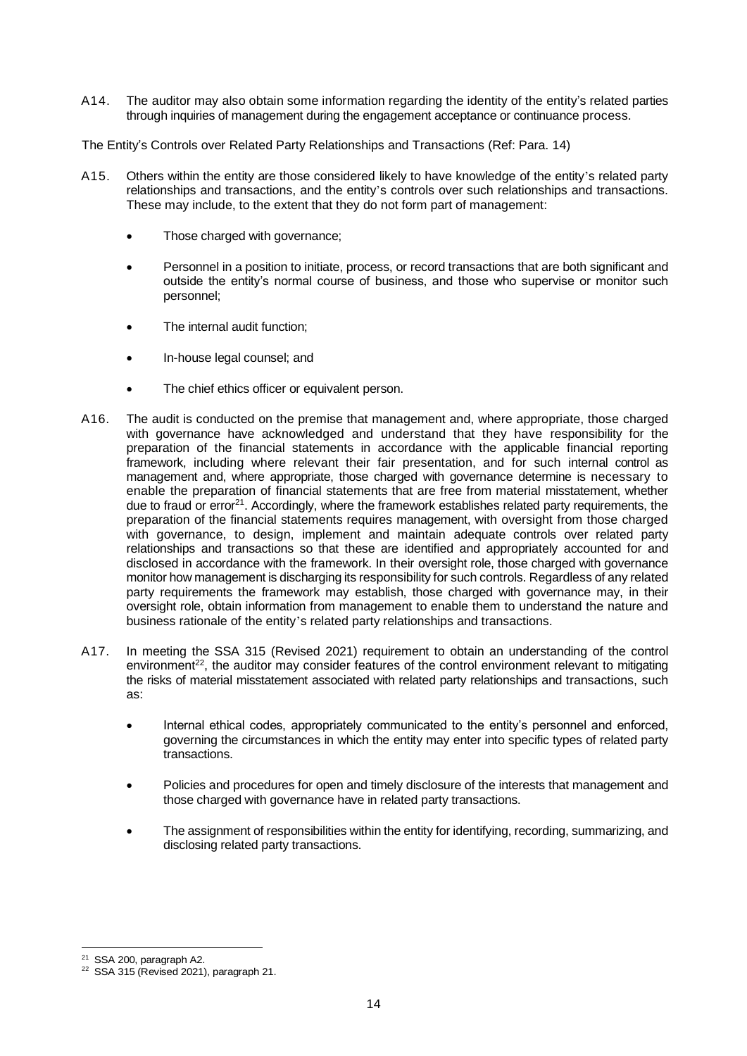A14. The auditor may also obtain some information regarding the identity of the entity's related parties through inquiries of management during the engagement acceptance or continuance process.

The Entity's Controls over Related Party Relationships and Transactions (Ref: Para. 14)

A15. Others within the entity are those considered likely to have knowledge of the entity's related party relationships and transactions, and the entity's controls over such relationships and transactions. These may include, to the extent that they do not form part of management:

- Those charged with governance;
- Personnel in a position to initiate, process, or record transactions that are both significant and outside the entity's normal course of business, and those who supervise or monitor such personnel;
- The internal audit function;
- In-house legal counsel; and
- The chief ethics officer or equivalent person.

A16. The audit is conducted on the premise that management and, where appropriate, those charged with governance have acknowledged and understand that they have responsibility for the preparation of the financial statements in accordance with the applicable financial reporting framework, including where relevant their fair presentation, and for such internal control as management and, where appropriate, those charged with governance determine is necessary to enable the preparation of financial statements that are free from material misstatement, whether due to fraud or error[21]. Accordingly, where the framework establishes related party requirements, the preparation of the financial statements requires management, with oversight from those charged with governance, to design, implement and maintain adequate controls over related party relationships and transactions so that these are identified and appropriately accounted for and disclosed in accordance with the framework. In their oversight role, those charged with governance monitor how management is discharging its responsibility for such controls. Regardless of any related party requirements the framework may establish, those charged with governance may, in their oversight role, obtain information from management to enable them to understand the nature and business rationale of the entity's related party relationships and transactions.

A17. In meeting the SSA 315 (Revised 2021) requirement to obtain an understanding of the control environment[22], the auditor may consider features of the control environment relevant to mitigating the risks of material misstatement associated with related party relationships and transactions, such as:

- Internal ethical codes, appropriately communicated to the entity's personnel and enforced, governing the circumstances in which the entity may enter into specific types of related party transactions.
- Policies and procedures for open and timely disclosure of the interests that management and those charged with governance have in related party transactions.
- The assignment of responsibilities within the entity for identifying, recording, summarizing, and disclosing related party transactions.

---

[21] SSA 200, paragraph A2.

[22] SSA 315 (Revised 2021), paragraph 21.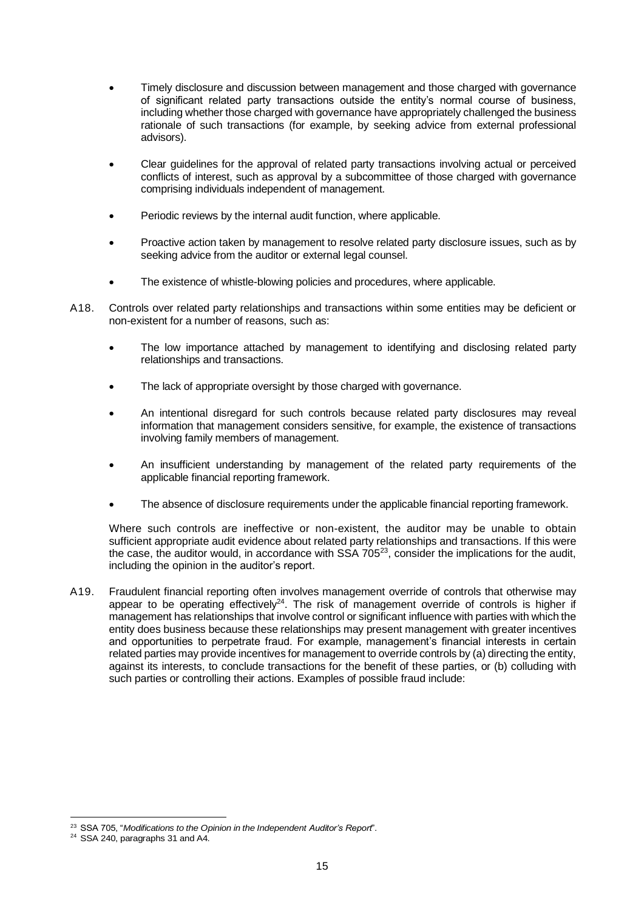- Timely disclosure and discussion between management and those charged with governance of significant related party transactions outside the entity's normal course of business, including whether those charged with governance have appropriately challenged the business rationale of such transactions (for example, by seeking advice from external professional advisors).

- Clear guidelines for the approval of related party transactions involving actual or perceived conflicts of interest, such as approval by a subcommittee of those charged with governance comprising individuals independent of management.

- Periodic reviews by the internal audit function, where applicable.

- Proactive action taken by management to resolve related party disclosure issues, such as by seeking advice from the auditor or external legal counsel.

- The existence of whistle-blowing policies and procedures, where applicable.

A18. Controls over related party relationships and transactions within some entities may be deficient or non-existent for a number of reasons, such as:

- The low importance attached by management to identifying and disclosing related party relationships and transactions.

- The lack of appropriate oversight by those charged with governance.

- An intentional disregard for such controls because related party disclosures may reveal information that management considers sensitive, for example, the existence of transactions involving family members of management.

- An insufficient understanding by management of the related party requirements of the applicable financial reporting framework.

- The absence of disclosure requirements under the applicable financial reporting framework.

Where such controls are ineffective or non-existent, the auditor may be unable to obtain sufficient appropriate audit evidence about related party relationships and transactions. If this were the case, the auditor would, in accordance with SSA 705[23], consider the implications for the audit, including the opinion in the auditor's report.

A19. Fraudulent financial reporting often involves management override of controls that otherwise may appear to be operating effectively[24]. The risk of management override of controls is higher if management has relationships that involve control or significant influence with parties with which the entity does business because these relationships may present management with greater incentives and opportunities to perpetrate fraud. For example, management's financial interests in certain related parties may provide incentives for management to override controls by (a) directing the entity, against its interests, to conclude transactions for the benefit of these parties, or (b) colluding with such parties or controlling their actions. Examples of possible fraud include:

---

[23] SSA 705, "*Modifications to the Opinion in the Independent Auditor's Report*".

[24] SSA 240, paragraphs 31 and A4.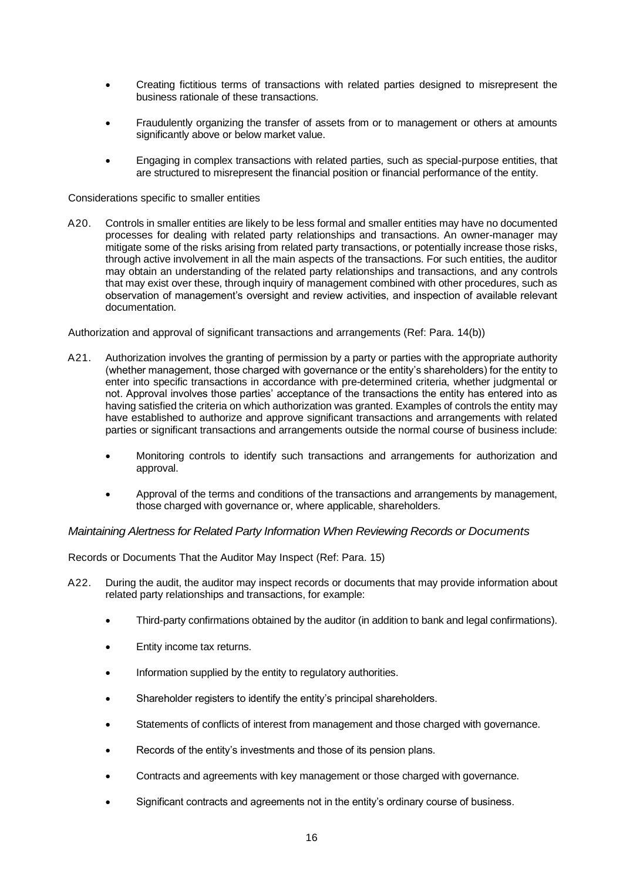- Creating fictitious terms of transactions with related parties designed to misrepresent the business rationale of these transactions.
- Fraudulently organizing the transfer of assets from or to management or others at amounts significantly above or below market value.
- Engaging in complex transactions with related parties, such as special-purpose entities, that are structured to misrepresent the financial position or financial performance of the entity.

Considerations specific to smaller entities

A20. Controls in smaller entities are likely to be less formal and smaller entities may have no documented processes for dealing with related party relationships and transactions. An owner-manager may mitigate some of the risks arising from related party transactions, or potentially increase those risks, through active involvement in all the main aspects of the transactions. For such entities, the auditor may obtain an understanding of the related party relationships and transactions, and any controls that may exist over these, through inquiry of management combined with other procedures, such as observation of management's oversight and review activities, and inspection of available relevant documentation.

Authorization and approval of significant transactions and arrangements (Ref: Para. 14(b))

A21. Authorization involves the granting of permission by a party or parties with the appropriate authority (whether management, those charged with governance or the entity's shareholders) for the entity to enter into specific transactions in accordance with pre-determined criteria, whether judgmental or not. Approval involves those parties' acceptance of the transactions the entity has entered into as having satisfied the criteria on which authorization was granted. Examples of controls the entity may have established to authorize and approve significant transactions and arrangements with related parties or significant transactions and arrangements outside the normal course of business include:

- Monitoring controls to identify such transactions and arrangements for authorization and approval.
- Approval of the terms and conditions of the transactions and arrangements by management, those charged with governance or, where applicable, shareholders.

### *Maintaining Alertness for Related Party Information When Reviewing Records or Documents*

Records or Documents That the Auditor May Inspect (Ref: Para. 15)

A22. During the audit, the auditor may inspect records or documents that may provide information about related party relationships and transactions, for example:

- Third-party confirmations obtained by the auditor (in addition to bank and legal confirmations).
- Entity income tax returns.
- Information supplied by the entity to regulatory authorities.
- Shareholder registers to identify the entity's principal shareholders.
- Statements of conflicts of interest from management and those charged with governance.
- Records of the entity's investments and those of its pension plans.
- Contracts and agreements with key management or those charged with governance.
- Significant contracts and agreements not in the entity's ordinary course of business.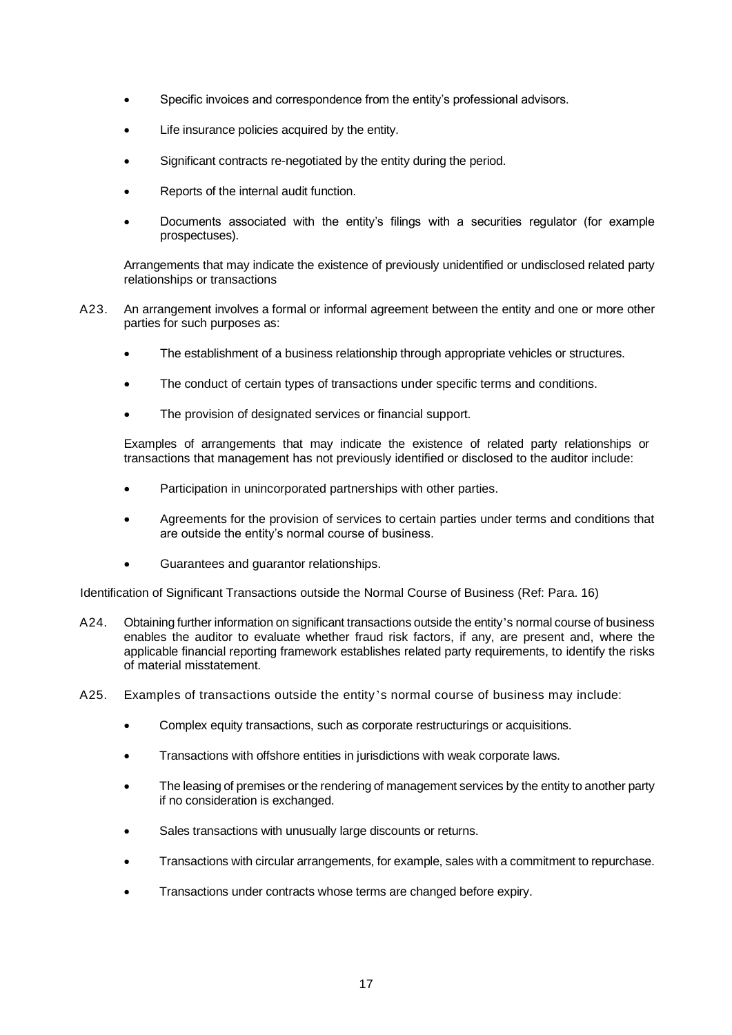- Specific invoices and correspondence from the entity's professional advisors.
- Life insurance policies acquired by the entity.
- Significant contracts re-negotiated by the entity during the period.
- Reports of the internal audit function.
- Documents associated with the entity's filings with a securities regulator (for example prospectuses).

*Arrangements that may indicate the existence of previously unidentified or undisclosed related party relationships or transactions*

A23. An arrangement involves a formal or informal agreement between the entity and one or more other parties for such purposes as:

- The establishment of a business relationship through appropriate vehicles or structures.
- The conduct of certain types of transactions under specific terms and conditions.
- The provision of designated services or financial support.

Examples of arrangements that may indicate the existence of related party relationships or transactions that management has not previously identified or disclosed to the auditor include:

- Participation in unincorporated partnerships with other parties.
- Agreements for the provision of services to certain parties under terms and conditions that are outside the entity's normal course of business.
- Guarantees and guarantor relationships.

### Identification of Significant Transactions outside the Normal Course of Business (Ref: Para. 16)

A24. Obtaining further information on significant transactions outside the entity's normal course of business enables the auditor to evaluate whether fraud risk factors, if any, are present and, where the applicable financial reporting framework establishes related party requirements, to identify the risks of material misstatement.

A25. Examples of transactions outside the entity's normal course of business may include:

- Complex equity transactions, such as corporate restructurings or acquisitions.
- Transactions with offshore entities in jurisdictions with weak corporate laws.
- The leasing of premises or the rendering of management services by the entity to another party if no consideration is exchanged.
- Sales transactions with unusually large discounts or returns.
- Transactions with circular arrangements, for example, sales with a commitment to repurchase.
- Transactions under contracts whose terms are changed before expiry.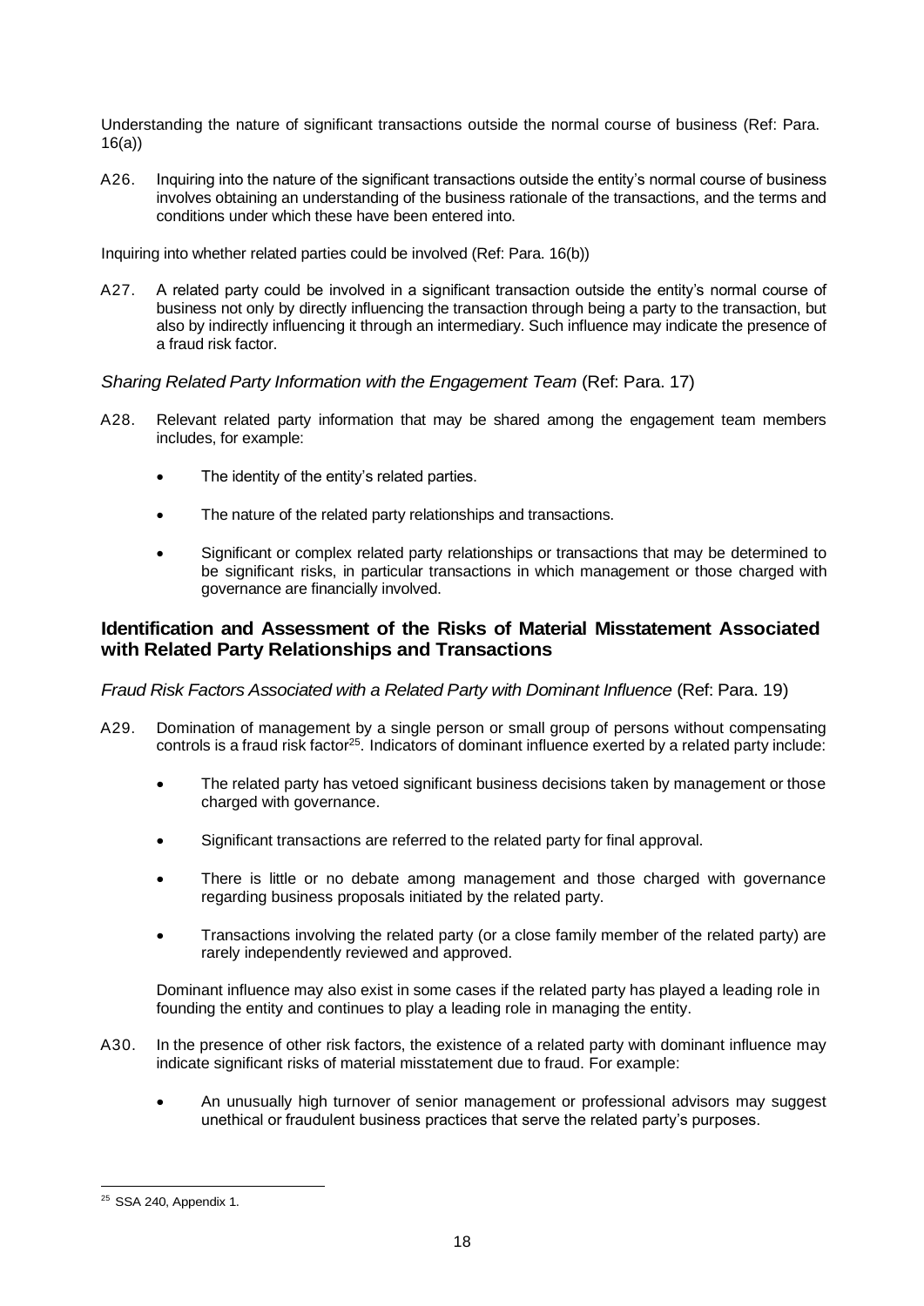Understanding the nature of significant transactions outside the normal course of business (Ref: Para. 16(a))

A26. Inquiring into the nature of the significant transactions outside the entity's normal course of business involves obtaining an understanding of the business rationale of the transactions, and the terms and conditions under which these have been entered into.

Inquiring into whether related parties could be involved (Ref: Para. 16(b))

A27. A related party could be involved in a significant transaction outside the entity's normal course of business not only by directly influencing the transaction through being a party to the transaction, but also by indirectly influencing it through an intermediary. Such influence may indicate the presence of a fraud risk factor.

*Sharing Related Party Information with the Engagement Team* (Ref: Para. 17)

A28. Relevant related party information that may be shared among the engagement team members includes, for example:

- The identity of the entity's related parties.
- The nature of the related party relationships and transactions.
- Significant or complex related party relationships or transactions that may be determined to be significant risks, in particular transactions in which management or those charged with governance are financially involved.

## Identification and Assessment of the Risks of Material Misstatement Associated with Related Party Relationships and Transactions

*Fraud Risk Factors Associated with a Related Party with Dominant Influence* (Ref: Para. 19)

A29. Domination of management by a single person or small group of persons without compensating controls is a fraud risk factor[25]. Indicators of dominant influence exerted by a related party include:

- The related party has vetoed significant business decisions taken by management or those charged with governance.
- Significant transactions are referred to the related party for final approval.
- There is little or no debate among management and those charged with governance regarding business proposals initiated by the related party.
- Transactions involving the related party (or a close family member of the related party) are rarely independently reviewed and approved.

Dominant influence may also exist in some cases if the related party has played a leading role in founding the entity and continues to play a leading role in managing the entity.

A30. In the presence of other risk factors, the existence of a related party with dominant influence may indicate significant risks of material misstatement due to fraud. For example:

- An unusually high turnover of senior management or professional advisors may suggest unethical or fraudulent business practices that serve the related party's purposes.

[25] SSA 240, Appendix 1.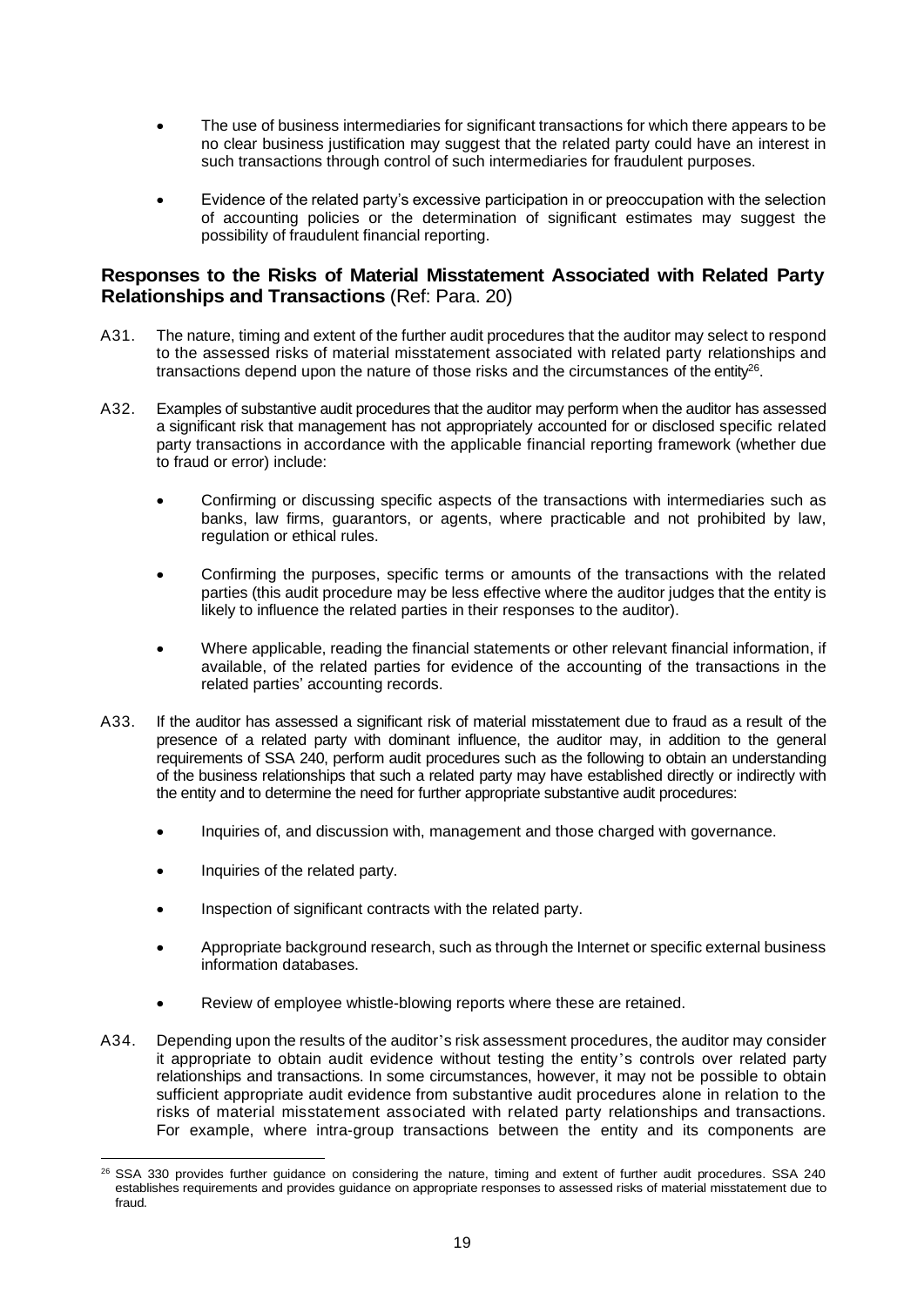- The use of business intermediaries for significant transactions for which there appears to be no clear business justification may suggest that the related party could have an interest in such transactions through control of such intermediaries for fraudulent purposes.

- Evidence of the related party's excessive participation in or preoccupation with the selection of accounting policies or the determination of significant estimates may suggest the possibility of fraudulent financial reporting.

## Responses to the Risks of Material Misstatement Associated with Related Party Relationships and Transactions (Ref: Para. 20)

A31. The nature, timing and extent of the further audit procedures that the auditor may select to respond to the assessed risks of material misstatement associated with related party relationships and transactions depend upon the nature of those risks and the circumstances of the entity[26].

A32. Examples of substantive audit procedures that the auditor may perform when the auditor has assessed a significant risk that management has not appropriately accounted for or disclosed specific related party transactions in accordance with the applicable financial reporting framework (whether due to fraud or error) include:

- Confirming or discussing specific aspects of the transactions with intermediaries such as banks, law firms, guarantors, or agents, where practicable and not prohibited by law, regulation or ethical rules.

- Confirming the purposes, specific terms or amounts of the transactions with the related parties (this audit procedure may be less effective where the auditor judges that the entity is likely to influence the related parties in their responses to the auditor).

- Where applicable, reading the financial statements or other relevant financial information, if available, of the related parties for evidence of the accounting of the transactions in the related parties' accounting records.

A33. If the auditor has assessed a significant risk of material misstatement due to fraud as a result of the presence of a related party with dominant influence, the auditor may, in addition to the general requirements of SSA 240, perform audit procedures such as the following to obtain an understanding of the business relationships that such a related party may have established directly or indirectly with the entity and to determine the need for further appropriate substantive audit procedures:

- Inquiries of, and discussion with, management and those charged with governance.

- Inquiries of the related party.

- Inspection of significant contracts with the related party.

- Appropriate background research, such as through the Internet or specific external business information databases.

- Review of employee whistle-blowing reports where these are retained.

A34. Depending upon the results of the auditor's risk assessment procedures, the auditor may consider it appropriate to obtain audit evidence without testing the entity's controls over related party relationships and transactions. In some circumstances, however, it may not be possible to obtain sufficient appropriate audit evidence from substantive audit procedures alone in relation to the risks of material misstatement associated with related party relationships and transactions. For example, where intra-group transactions between the entity and its components are

---

[26] SSA 330 provides further guidance on considering the nature, timing and extent of further audit procedures. SSA 240 establishes requirements and provides guidance on appropriate responses to assessed risks of material misstatement due to fraud.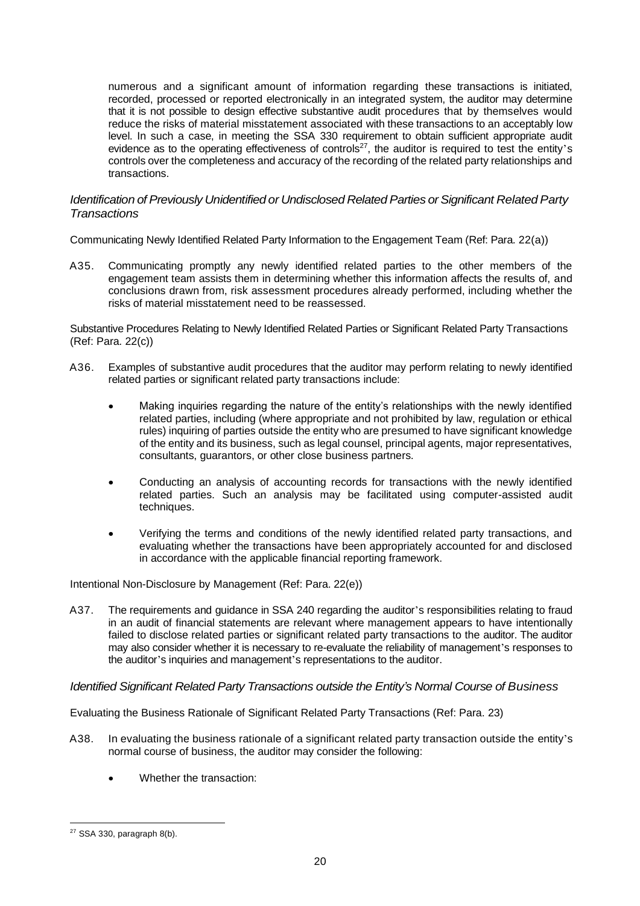numerous and a significant amount of information regarding these transactions is initiated, recorded, processed or reported electronically in an integrated system, the auditor may determine that it is not possible to design effective substantive audit procedures that by themselves would reduce the risks of material misstatement associated with these transactions to an acceptably low level. In such a case, in meeting the SSA 330 requirement to obtain sufficient appropriate audit evidence as to the operating effectiveness of controls[27], the auditor is required to test the entity's controls over the completeness and accuracy of the recording of the related party relationships and transactions.

*Identification of Previously Unidentified or Undisclosed Related Parties or Significant Related Party Transactions*

Communicating Newly Identified Related Party Information to the Engagement Team (Ref: Para. 22(a))

A35. Communicating promptly any newly identified related parties to the other members of the engagement team assists them in determining whether this information affects the results of, and conclusions drawn from, risk assessment procedures already performed, including whether the risks of material misstatement need to be reassessed.

Substantive Procedures Relating to Newly Identified Related Parties or Significant Related Party Transactions (Ref: Para. 22(c))

A36. Examples of substantive audit procedures that the auditor may perform relating to newly identified related parties or significant related party transactions include:

- Making inquiries regarding the nature of the entity's relationships with the newly identified related parties, including (where appropriate and not prohibited by law, regulation or ethical rules) inquiring of parties outside the entity who are presumed to have significant knowledge of the entity and its business, such as legal counsel, principal agents, major representatives, consultants, guarantors, or other close business partners.
- Conducting an analysis of accounting records for transactions with the newly identified related parties. Such an analysis may be facilitated using computer-assisted audit techniques.
- Verifying the terms and conditions of the newly identified related party transactions, and evaluating whether the transactions have been appropriately accounted for and disclosed in accordance with the applicable financial reporting framework.

Intentional Non-Disclosure by Management (Ref: Para. 22(e))

A37. The requirements and guidance in SSA 240 regarding the auditor's responsibilities relating to fraud in an audit of financial statements are relevant where management appears to have intentionally failed to disclose related parties or significant related party transactions to the auditor. The auditor may also consider whether it is necessary to re-evaluate the reliability of management's responses to the auditor's inquiries and management's representations to the auditor.

*Identified Significant Related Party Transactions outside the Entity's Normal Course of Business*

Evaluating the Business Rationale of Significant Related Party Transactions (Ref: Para. 23)

A38. In evaluating the business rationale of a significant related party transaction outside the entity's normal course of business, the auditor may consider the following:

- Whether the transaction:

[27] SSA 330, paragraph 8(b).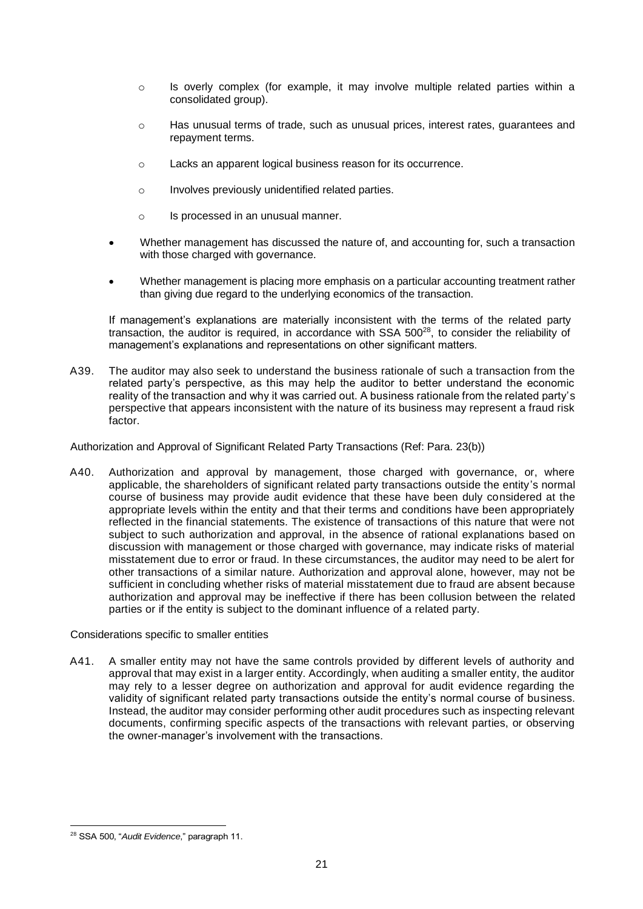- Is overly complex (for example, it may involve multiple related parties within a consolidated group).
  - Has unusual terms of trade, such as unusual prices, interest rates, guarantees and repayment terms.
  - Lacks an apparent logical business reason for its occurrence.
  - Involves previously unidentified related parties.
  - Is processed in an unusual manner.
- Whether management has discussed the nature of, and accounting for, such a transaction with those charged with governance.
- Whether management is placing more emphasis on a particular accounting treatment rather than giving due regard to the underlying economics of the transaction.

If management's explanations are materially inconsistent with the terms of the related party transaction, the auditor is required, in accordance with SSA 500[28], to consider the reliability of management's explanations and representations on other significant matters.

A39. The auditor may also seek to understand the business rationale of such a transaction from the related party's perspective, as this may help the auditor to better understand the economic reality of the transaction and why it was carried out. A business rationale from the related party's perspective that appears inconsistent with the nature of its business may represent a fraud risk factor.

Authorization and Approval of Significant Related Party Transactions (Ref: Para. 23(b))

A40. Authorization and approval by management, those charged with governance, or, where applicable, the shareholders of significant related party transactions outside the entity's normal course of business may provide audit evidence that these have been duly considered at the appropriate levels within the entity and that their terms and conditions have been appropriately reflected in the financial statements. The existence of transactions of this nature that were not subject to such authorization and approval, in the absence of rational explanations based on discussion with management or those charged with governance, may indicate risks of material misstatement due to error or fraud. In these circumstances, the auditor may need to be alert for other transactions of a similar nature. Authorization and approval alone, however, may not be sufficient in concluding whether risks of material misstatement due to fraud are absent because authorization and approval may be ineffective if there has been collusion between the related parties or if the entity is subject to the dominant influence of a related party.

Considerations specific to smaller entities

A41. A smaller entity may not have the same controls provided by different levels of authority and approval that may exist in a larger entity. Accordingly, when auditing a smaller entity, the auditor may rely to a lesser degree on authorization and approval for audit evidence regarding the validity of significant related party transactions outside the entity's normal course of business. Instead, the auditor may consider performing other audit procedures such as inspecting relevant documents, confirming specific aspects of the transactions with relevant parties, or observing the owner-manager's involvement with the transactions.

---

[28] SSA 500, "*Audit Evidence*," paragraph 11.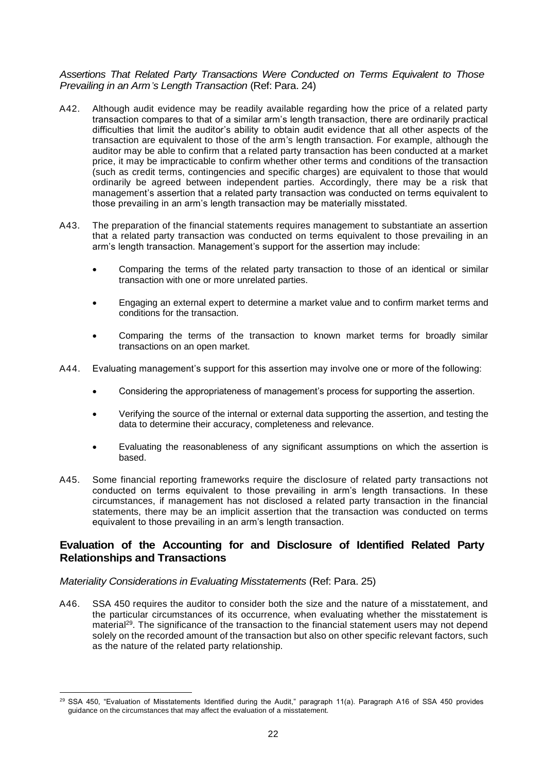*Assertions That Related Party Transactions Were Conducted on Terms Equivalent to Those Prevailing in an Arm's Length Transaction* (Ref: Para. 24)

A42. Although audit evidence may be readily available regarding how the price of a related party transaction compares to that of a similar arm's length transaction, there are ordinarily practical difficulties that limit the auditor's ability to obtain audit evidence that all other aspects of the transaction are equivalent to those of the arm's length transaction. For example, although the auditor may be able to confirm that a related party transaction has been conducted at a market price, it may be impracticable to confirm whether other terms and conditions of the transaction (such as credit terms, contingencies and specific charges) are equivalent to those that would ordinarily be agreed between independent parties. Accordingly, there may be a risk that management's assertion that a related party transaction was conducted on terms equivalent to those prevailing in an arm's length transaction may be materially misstated.

A43. The preparation of the financial statements requires management to substantiate an assertion that a related party transaction was conducted on terms equivalent to those prevailing in an arm's length transaction. Management's support for the assertion may include:

- Comparing the terms of the related party transaction to those of an identical or similar transaction with one or more unrelated parties.
- Engaging an external expert to determine a market value and to confirm market terms and conditions for the transaction.
- Comparing the terms of the transaction to known market terms for broadly similar transactions on an open market.

A44. Evaluating management's support for this assertion may involve one or more of the following:

- Considering the appropriateness of management's process for supporting the assertion.
- Verifying the source of the internal or external data supporting the assertion, and testing the data to determine their accuracy, completeness and relevance.
- Evaluating the reasonableness of any significant assumptions on which the assertion is based.

A45. Some financial reporting frameworks require the disclosure of related party transactions not conducted on terms equivalent to those prevailing in arm's length transactions. In these circumstances, if management has not disclosed a related party transaction in the financial statements, there may be an implicit assertion that the transaction was conducted on terms equivalent to those prevailing in an arm's length transaction.

## Evaluation of the Accounting for and Disclosure of Identified Related Party Relationships and Transactions

*Materiality Considerations in Evaluating Misstatements* (Ref: Para. 25)

A46. SSA 450 requires the auditor to consider both the size and the nature of a misstatement, and the particular circumstances of its occurrence, when evaluating whether the misstatement is material[29]. The significance of the transaction to the financial statement users may not depend solely on the recorded amount of the transaction but also on other specific relevant factors, such as the nature of the related party relationship.

[29] SSA 450, "Evaluation of Misstatements Identified during the Audit," paragraph 11(a). Paragraph A16 of SSA 450 provides guidance on the circumstances that may affect the evaluation of a misstatement.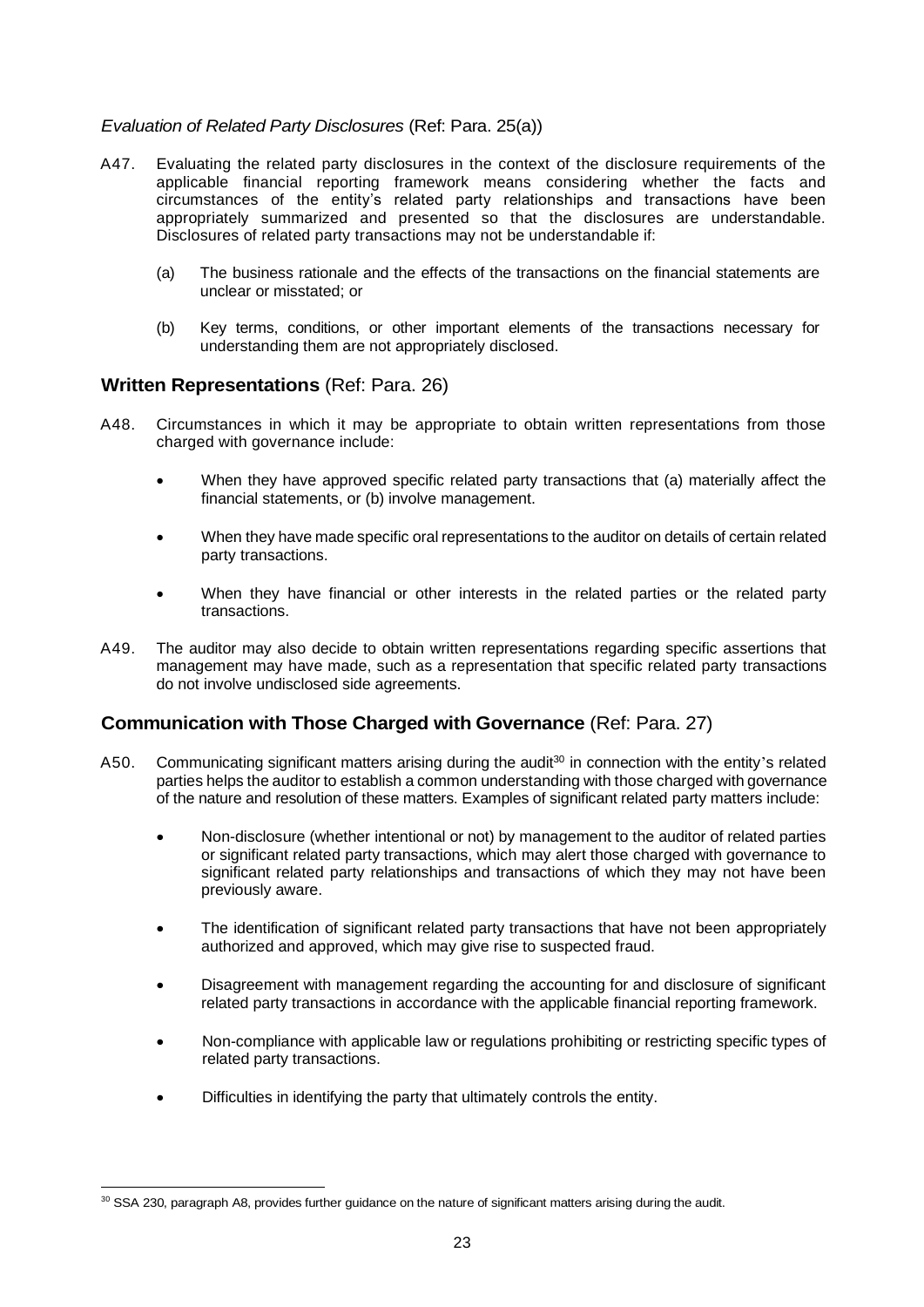*Evaluation of Related Party Disclosures* (Ref: Para. 25(a))

A47. Evaluating the related party disclosures in the context of the disclosure requirements of the applicable financial reporting framework means considering whether the facts and circumstances of the entity's related party relationships and transactions have been appropriately summarized and presented so that the disclosures are understandable. Disclosures of related party transactions may not be understandable if:

(a) The business rationale and the effects of the transactions on the financial statements are unclear or misstated; or

(b) Key terms, conditions, or other important elements of the transactions necessary for understanding them are not appropriately disclosed.

## **Written Representations** (Ref: Para. 26)

A48. Circumstances in which it may be appropriate to obtain written representations from those charged with governance include:

- When they have approved specific related party transactions that (a) materially affect the financial statements, or (b) involve management.
- When they have made specific oral representations to the auditor on details of certain related party transactions.
- When they have financial or other interests in the related parties or the related party transactions.

A49. The auditor may also decide to obtain written representations regarding specific assertions that management may have made, such as a representation that specific related party transactions do not involve undisclosed side agreements.

## **Communication with Those Charged with Governance** (Ref: Para. 27)

A50. Communicating significant matters arising during the audit[30] in connection with the entity's related parties helps the auditor to establish a common understanding with those charged with governance of the nature and resolution of these matters. Examples of significant related party matters include:

- Non-disclosure (whether intentional or not) by management to the auditor of related parties or significant related party transactions, which may alert those charged with governance to significant related party relationships and transactions of which they may not have been previously aware.
- The identification of significant related party transactions that have not been appropriately authorized and approved, which may give rise to suspected fraud.
- Disagreement with management regarding the accounting for and disclosure of significant related party transactions in accordance with the applicable financial reporting framework.
- Non-compliance with applicable law or regulations prohibiting or restricting specific types of related party transactions.
- Difficulties in identifying the party that ultimately controls the entity.

[30] SSA 230, paragraph A8, provides further guidance on the nature of significant matters arising during the audit.